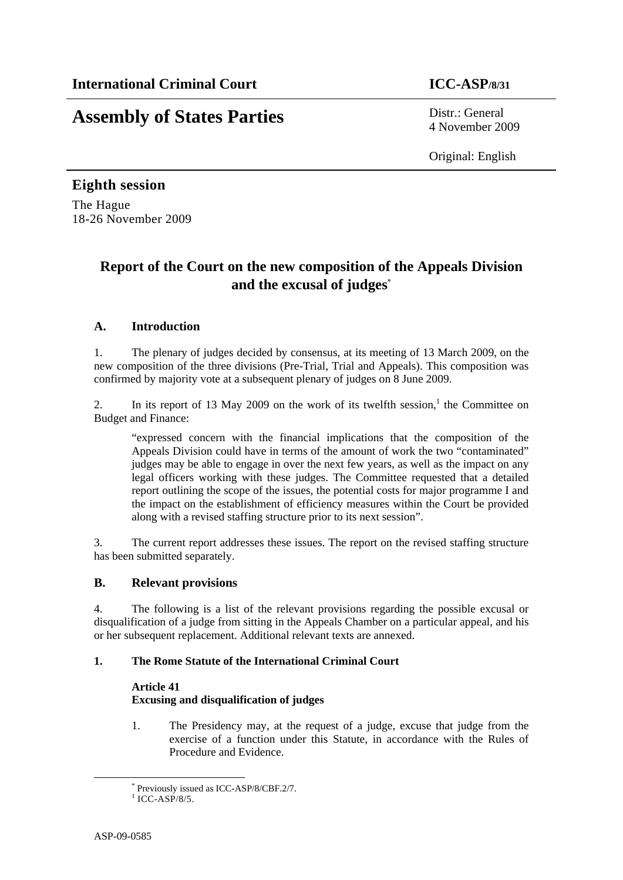**International Criminal Court** **ICC-ASP/8/31**

# Assembly of States Parties

Distr.: General
4 November 2009

Original: English

## Eighth session

The Hague
18-26 November 2009

# Report of the Court on the new composition of the Appeals Division and the excusal of judges[*]

## A. Introduction

1. The plenary of judges decided by consensus, at its meeting of 13 March 2009, on the new composition of the three divisions (Pre-Trial, Trial and Appeals). This composition was confirmed by majority vote at a subsequent plenary of judges on 8 June 2009.

2. In its report of 13 May 2009 on the work of its twelfth session,[1] the Committee on Budget and Finance:

> "expressed concern with the financial implications that the composition of the Appeals Division could have in terms of the amount of work the two "contaminated" judges may be able to engage in over the next few years, as well as the impact on any legal officers working with these judges. The Committee requested that a detailed report outlining the scope of the issues, the potential costs for major programme I and the impact on the establishment of efficiency measures within the Court be provided along with a revised staffing structure prior to its next session".

3. The current report addresses these issues. The report on the revised staffing structure has been submitted separately.

## B. Relevant provisions

4. The following is a list of the relevant provisions regarding the possible excusal or disqualification of a judge from sitting in the Appeals Chamber on a particular appeal, and his or her subsequent replacement. Additional relevant texts are annexed.

### 1. The Rome Statute of the International Criminal Court

**Article 41**
**Excusing and disqualification of judges**

> 1. The Presidency may, at the request of a judge, excuse that judge from the exercise of a function under this Statute, in accordance with the Rules of Procedure and Evidence.

---

[*] Previously issued as ICC-ASP/8/CBF.2/7.

[1] ICC-ASP/8/5.

ASP-09-0585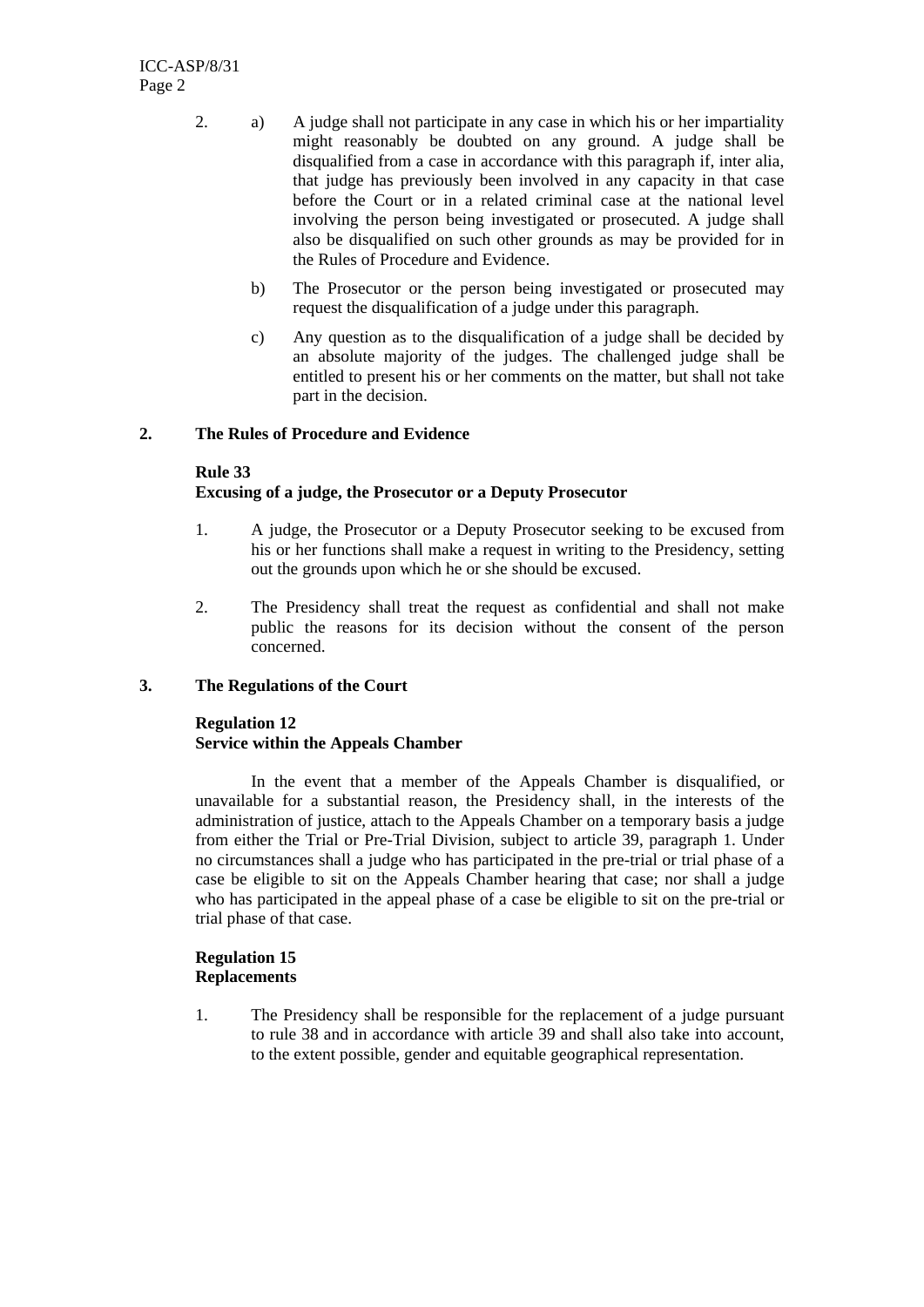2. a) A judge shall not participate in any case in which his or her impartiality might reasonably be doubted on any ground. A judge shall be disqualified from a case in accordance with this paragraph if, inter alia, that judge has previously been involved in any capacity in that case before the Court or in a related criminal case at the national level involving the person being investigated or prosecuted. A judge shall also be disqualified on such other grounds as may be provided for in the Rules of Procedure and Evidence.

   b) The Prosecutor or the person being investigated or prosecuted may request the disqualification of a judge under this paragraph.

   c) Any question as to the disqualification of a judge shall be decided by an absolute majority of the judges. The challenged judge shall be entitled to present his or her comments on the matter, but shall not take part in the decision.

## 2. The Rules of Procedure and Evidence

**Rule 33**
**Excusing of a judge, the Prosecutor or a Deputy Prosecutor**

1. A judge, the Prosecutor or a Deputy Prosecutor seeking to be excused from his or her functions shall make a request in writing to the Presidency, setting out the grounds upon which he or she should be excused.

2. The Presidency shall treat the request as confidential and shall not make public the reasons for its decision without the consent of the person concerned.

## 3. The Regulations of the Court

**Regulation 12**
**Service within the Appeals Chamber**

In the event that a member of the Appeals Chamber is disqualified, or unavailable for a substantial reason, the Presidency shall, in the interests of the administration of justice, attach to the Appeals Chamber on a temporary basis a judge from either the Trial or Pre-Trial Division, subject to article 39, paragraph 1. Under no circumstances shall a judge who has participated in the pre-trial or trial phase of a case be eligible to sit on the Appeals Chamber hearing that case; nor shall a judge who has participated in the appeal phase of a case be eligible to sit on the pre-trial or trial phase of that case.

**Regulation 15**
**Replacements**

1. The Presidency shall be responsible for the replacement of a judge pursuant to rule 38 and in accordance with article 39 and shall also take into account, to the extent possible, gender and equitable geographical representation.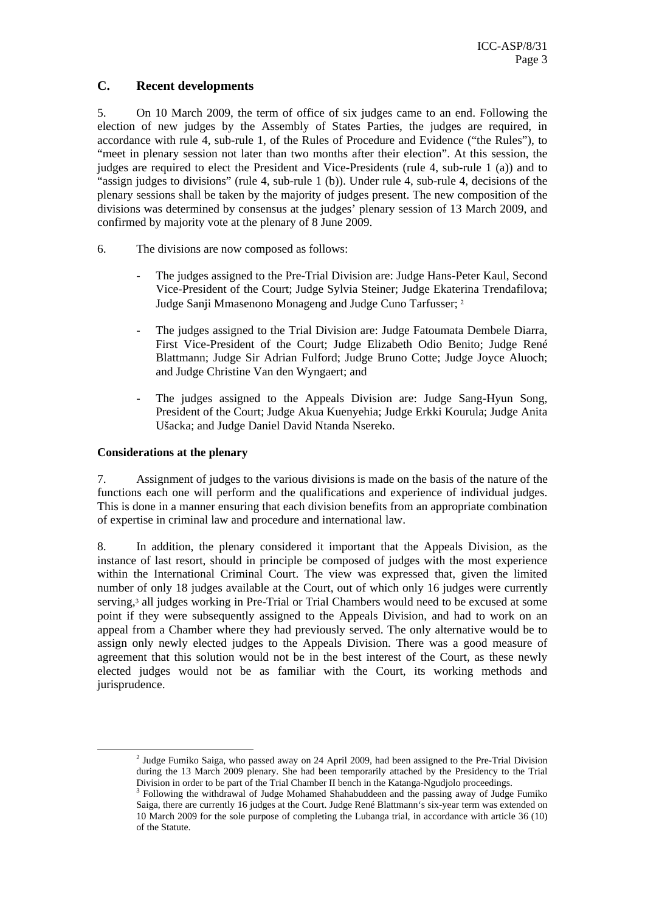## C. Recent developments

5. On 10 March 2009, the term of office of six judges came to an end. Following the election of new judges by the Assembly of States Parties, the judges are required, in accordance with rule 4, sub-rule 1, of the Rules of Procedure and Evidence ("the Rules"), to "meet in plenary session not later than two months after their election". At this session, the judges are required to elect the President and Vice-Presidents (rule 4, sub-rule 1 (a)) and to "assign judges to divisions" (rule 4, sub-rule 1 (b)). Under rule 4, sub-rule 4, decisions of the plenary sessions shall be taken by the majority of judges present. The new composition of the divisions was determined by consensus at the judges' plenary session of 13 March 2009, and confirmed by majority vote at the plenary of 8 June 2009.

6. The divisions are now composed as follows:

- The judges assigned to the Pre-Trial Division are: Judge Hans-Peter Kaul, Second Vice-President of the Court; Judge Sylvia Steiner; Judge Ekaterina Trendafilova; Judge Sanji Mmasenono Monageng and Judge Cuno Tarfusser; [2]
- The judges assigned to the Trial Division are: Judge Fatoumata Dembele Diarra, First Vice-President of the Court; Judge Elizabeth Odio Benito; Judge René Blattmann; Judge Sir Adrian Fulford; Judge Bruno Cotte; Judge Joyce Aluoch; and Judge Christine Van den Wyngaert; and
- The judges assigned to the Appeals Division are: Judge Sang-Hyun Song, President of the Court; Judge Akua Kuenyehia; Judge Erkki Kourula; Judge Anita Ušacka; and Judge Daniel David Ntanda Nsereko.

**Considerations at the plenary**

7. Assignment of judges to the various divisions is made on the basis of the nature of the functions each one will perform and the qualifications and experience of individual judges. This is done in a manner ensuring that each division benefits from an appropriate combination of expertise in criminal law and procedure and international law.

8. In addition, the plenary considered it important that the Appeals Division, as the instance of last resort, should in principle be composed of judges with the most experience within the International Criminal Court. The view was expressed that, given the limited number of only 18 judges available at the Court, out of which only 16 judges were currently serving,[3] all judges working in Pre-Trial or Trial Chambers would need to be excused at some point if they were subsequently assigned to the Appeals Division, and had to work on an appeal from a Chamber where they had previously served. The only alternative would be to assign only newly elected judges to the Appeals Division. There was a good measure of agreement that this solution would not be in the best interest of the Court, as these newly elected judges would not be as familiar with the Court, its working methods and jurisprudence.

---

[2] Judge Fumiko Saiga, who passed away on 24 April 2009, had been assigned to the Pre-Trial Division during the 13 March 2009 plenary. She had been temporarily attached by the Presidency to the Trial Division in order to be part of the Trial Chamber II bench in the Katanga-Ngudjolo proceedings.

[3] Following the withdrawal of Judge Mohamed Shahabuddeen and the passing away of Judge Fumiko Saiga, there are currently 16 judges at the Court. Judge René Blattmann's six-year term was extended on 10 March 2009 for the sole purpose of completing the Lubanga trial, in accordance with article 36 (10) of the Statute.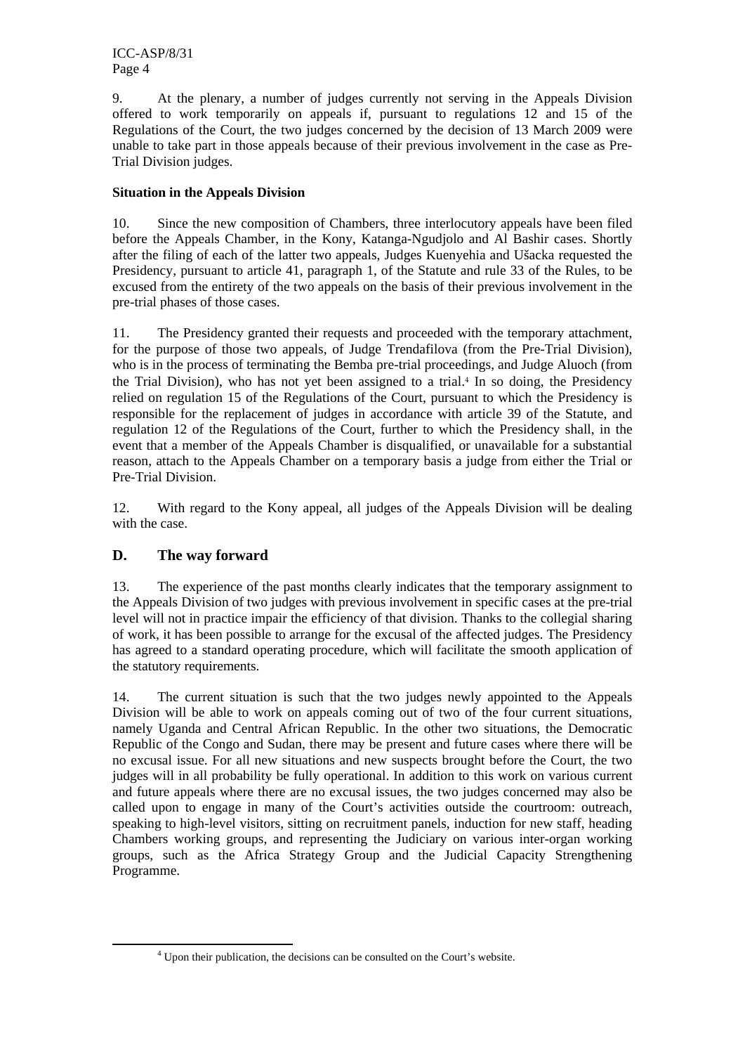9. At the plenary, a number of judges currently not serving in the Appeals Division offered to work temporarily on appeals if, pursuant to regulations 12 and 15 of the Regulations of the Court, the two judges concerned by the decision of 13 March 2009 were unable to take part in those appeals because of their previous involvement in the case as Pre-Trial Division judges.

**Situation in the Appeals Division**

10. Since the new composition of Chambers, three interlocutory appeals have been filed before the Appeals Chamber, in the Kony, Katanga-Ngudjolo and Al Bashir cases. Shortly after the filing of each of the latter two appeals, Judges Kuenyehia and Ušacka requested the Presidency, pursuant to article 41, paragraph 1, of the Statute and rule 33 of the Rules, to be excused from the entirety of the two appeals on the basis of their previous involvement in the pre-trial phases of those cases.

11. The Presidency granted their requests and proceeded with the temporary attachment, for the purpose of those two appeals, of Judge Trendafilova (from the Pre-Trial Division), who is in the process of terminating the Bemba pre-trial proceedings, and Judge Aluoch (from the Trial Division), who has not yet been assigned to a trial.[4] In so doing, the Presidency relied on regulation 15 of the Regulations of the Court, pursuant to which the Presidency is responsible for the replacement of judges in accordance with article 39 of the Statute, and regulation 12 of the Regulations of the Court, further to which the Presidency shall, in the event that a member of the Appeals Chamber is disqualified, or unavailable for a substantial reason, attach to the Appeals Chamber on a temporary basis a judge from either the Trial or Pre-Trial Division.

12. With regard to the Kony appeal, all judges of the Appeals Division will be dealing with the case.

## D. The way forward

13. The experience of the past months clearly indicates that the temporary assignment to the Appeals Division of two judges with previous involvement in specific cases at the pre-trial level will not in practice impair the efficiency of that division. Thanks to the collegial sharing of work, it has been possible to arrange for the excusal of the affected judges. The Presidency has agreed to a standard operating procedure, which will facilitate the smooth application of the statutory requirements.

14. The current situation is such that the two judges newly appointed to the Appeals Division will be able to work on appeals coming out of two of the four current situations, namely Uganda and Central African Republic. In the other two situations, the Democratic Republic of the Congo and Sudan, there may be present and future cases where there will be no excusal issue. For all new situations and new suspects brought before the Court, the two judges will in all probability be fully operational. In addition to this work on various current and future appeals where there are no excusal issues, the two judges concerned may also be called upon to engage in many of the Court's activities outside the courtroom: outreach, speaking to high-level visitors, sitting on recruitment panels, induction for new staff, heading Chambers working groups, and representing the Judiciary on various inter-organ working groups, such as the Africa Strategy Group and the Judicial Capacity Strengthening Programme.

[4] Upon their publication, the decisions can be consulted on the Court's website.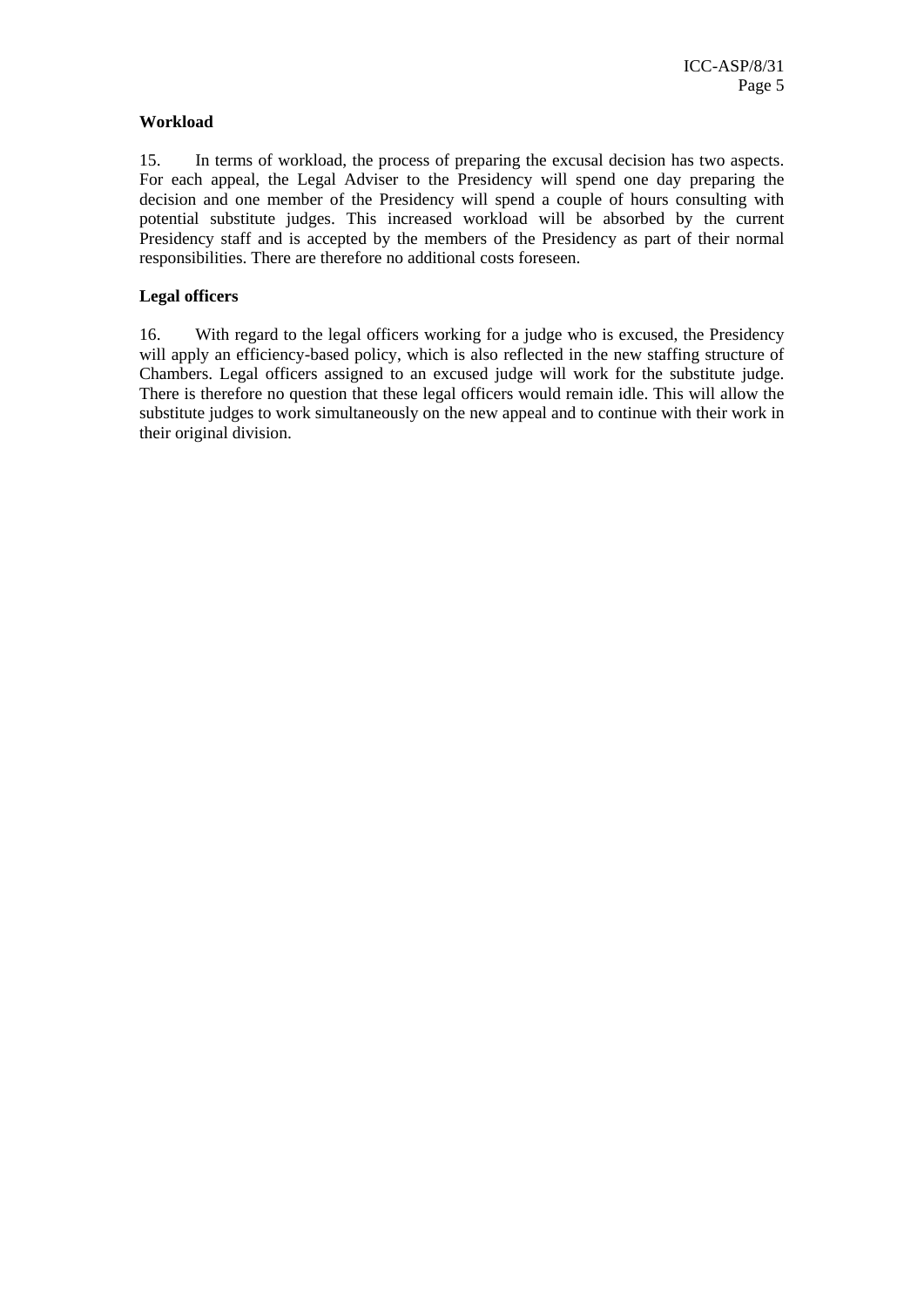**Workload**

15. In terms of workload, the process of preparing the excusal decision has two aspects. For each appeal, the Legal Adviser to the Presidency will spend one day preparing the decision and one member of the Presidency will spend a couple of hours consulting with potential substitute judges. This increased workload will be absorbed by the current Presidency staff and is accepted by the members of the Presidency as part of their normal responsibilities. There are therefore no additional costs foreseen.

**Legal officers**

16. With regard to the legal officers working for a judge who is excused, the Presidency will apply an efficiency-based policy, which is also reflected in the new staffing structure of Chambers. Legal officers assigned to an excused judge will work for the substitute judge. There is therefore no question that these legal officers would remain idle. This will allow the substitute judges to work simultaneously on the new appeal and to continue with their work in their original division.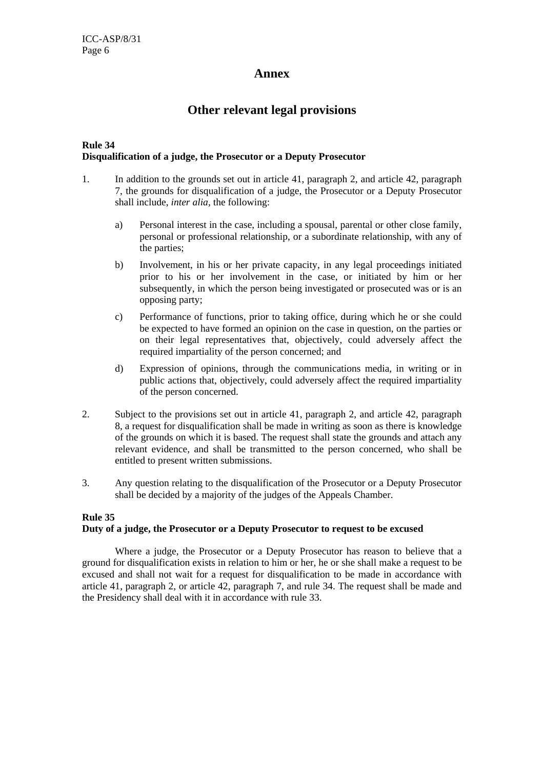# Annex

## Other relevant legal provisions

**Rule 34**
**Disqualification of a judge, the Prosecutor or a Deputy Prosecutor**

1. In addition to the grounds set out in article 41, paragraph 2, and article 42, paragraph 7, the grounds for disqualification of a judge, the Prosecutor or a Deputy Prosecutor shall include, *inter alia*, the following:

    a) Personal interest in the case, including a spousal, parental or other close family, personal or professional relationship, or a subordinate relationship, with any of the parties;

    b) Involvement, in his or her private capacity, in any legal proceedings initiated prior to his or her involvement in the case, or initiated by him or her subsequently, in which the person being investigated or prosecuted was or is an opposing party;

    c) Performance of functions, prior to taking office, during which he or she could be expected to have formed an opinion on the case in question, on the parties or on their legal representatives that, objectively, could adversely affect the required impartiality of the person concerned; and

    d) Expression of opinions, through the communications media, in writing or in public actions that, objectively, could adversely affect the required impartiality of the person concerned.

2. Subject to the provisions set out in article 41, paragraph 2, and article 42, paragraph 8, a request for disqualification shall be made in writing as soon as there is knowledge of the grounds on which it is based. The request shall state the grounds and attach any relevant evidence, and shall be transmitted to the person concerned, who shall be entitled to present written submissions.

3. Any question relating to the disqualification of the Prosecutor or a Deputy Prosecutor shall be decided by a majority of the judges of the Appeals Chamber.

**Rule 35**
**Duty of a judge, the Prosecutor or a Deputy Prosecutor to request to be excused**

Where a judge, the Prosecutor or a Deputy Prosecutor has reason to believe that a ground for disqualification exists in relation to him or her, he or she shall make a request to be excused and shall not wait for a request for disqualification to be made in accordance with article 41, paragraph 2, or article 42, paragraph 7, and rule 34. The request shall be made and the Presidency shall deal with it in accordance with rule 33.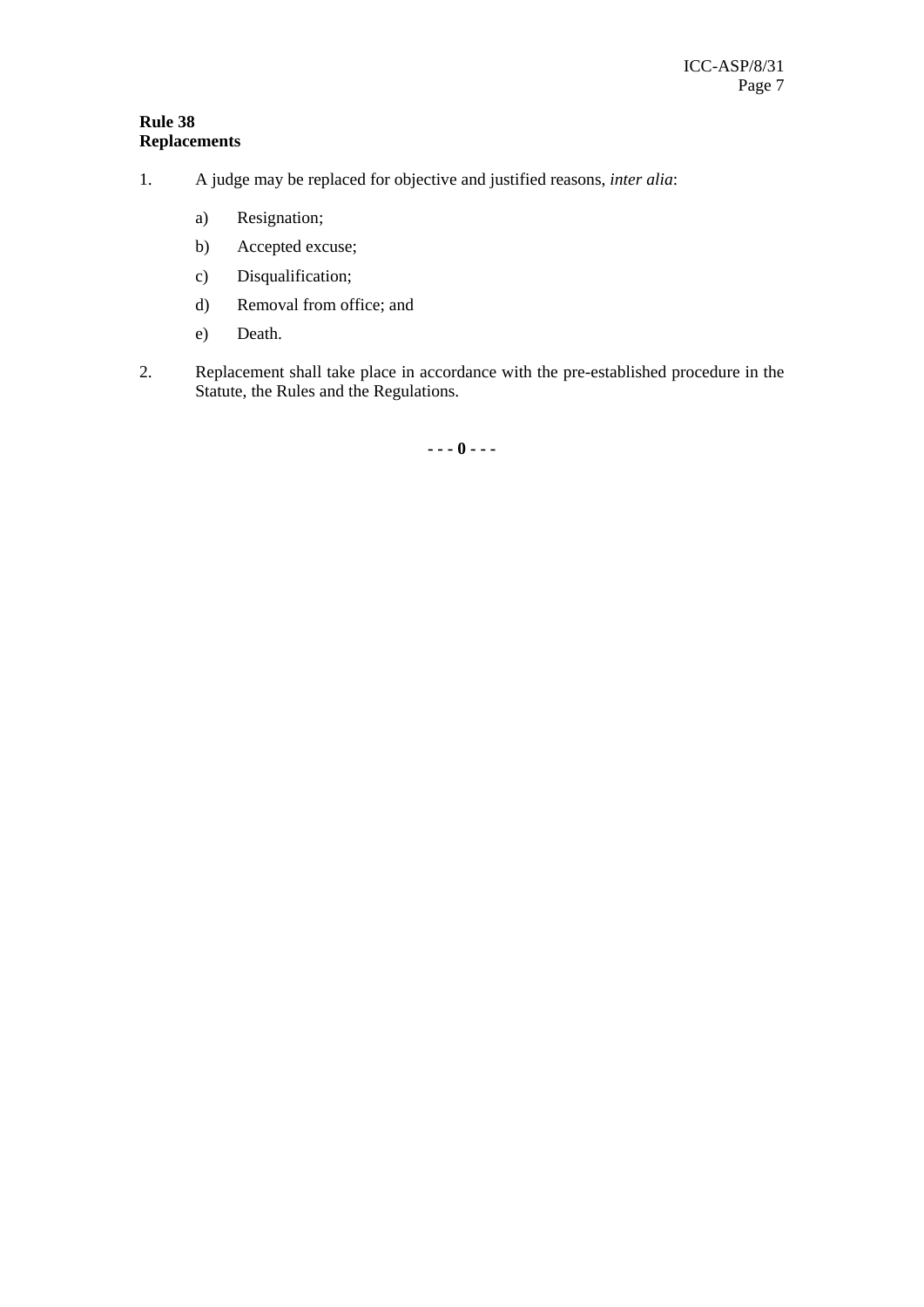**Rule 38**
**Replacements**

1. A judge may be replaced for objective and justified reasons, *inter alia*:

    a) Resignation;

    b) Accepted excuse;

    c) Disqualification;

    d) Removal from office; and

    e) Death.

2. Replacement shall take place in accordance with the pre-established procedure in the Statute, the Rules and the Regulations.

**- - - 0 - - -**